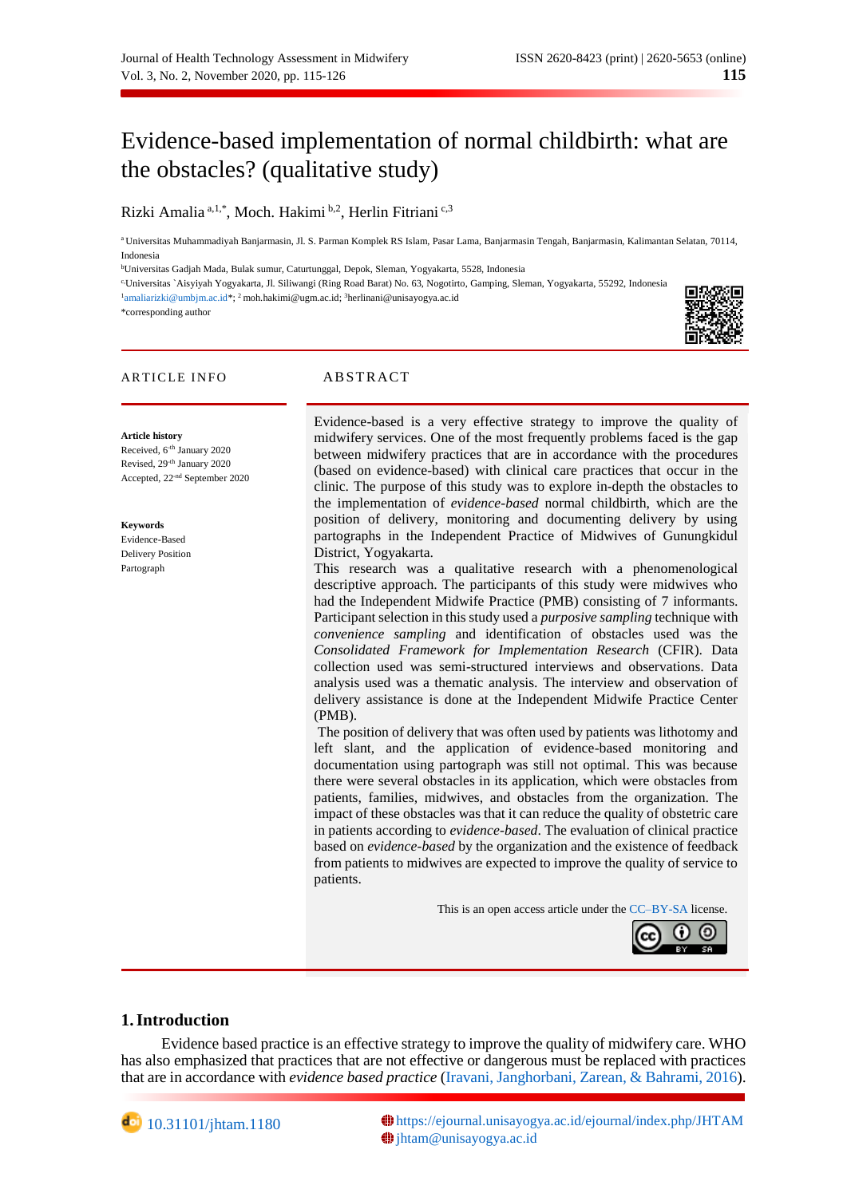# Evidence-based implementation of normal childbirth: what are the obstacles? (qualitative study)

Rizki Amalia [a,1,*], Moch. Hakimi [b,2], Herlin Fitriani [c,3]

[a] Universitas Muhammadiyah Banjarmasin, Jl. S. Parman Komplek RS Islam, Pasar Lama, Banjarmasin Tengah, Banjarmasin, Kalimantan Selatan, 70114, Indonesia

[b] Universitas Gadjah Mada, Bulak sumur, Caturtunggal, Depok, Sleman, Yogyakarta, 5528, Indonesia

[c] Universitas `Aisyiyah Yogyakarta, Jl. Siliwangi (Ring Road Barat) No. 63, Nogotirto, Gamping, Sleman, Yogyakarta, 55292, Indonesia

[1] amaliarizki@umbjm.ac.id*; [2] moh.hakimi@ugm.ac.id; [3] herlinani@unisayogya.ac.id

*corresponding author

## ARTICLE INFO

**Article history**

Received, 6[th] January 2020

Revised, 29[th] January 2020

Accepted, 22[nd] September 2020

**Keywords**

Evidence-Based

Delivery Position

Partograph

## ABSTRACT

Evidence-based is a very effective strategy to improve the quality of midwifery services. One of the most frequently problems faced is the gap between midwifery practices that are in accordance with the procedures (based on evidence-based) with clinical care practices that occur in the clinic. The purpose of this study was to explore in-depth the obstacles to the implementation of *evidence-based* normal childbirth, which are the position of delivery, monitoring and documenting delivery by using partographs in the Independent Practice of Midwives of Gunungkidul District, Yogyakarta.

This research was a qualitative research with a phenomenological descriptive approach. The participants of this study were midwives who had the Independent Midwife Practice (PMB) consisting of 7 informants. Participant selection in this study used a *purposive sampling* technique with *convenience sampling* and identification of obstacles used was the *Consolidated Framework for Implementation Research* (CFIR). Data collection used was semi-structured interviews and observations. Data analysis used was a thematic analysis. The interview and observation of delivery assistance is done at the Independent Midwife Practice Center (PMB).

The position of delivery that was often used by patients was lithotomy and left slant, and the application of evidence-based monitoring and documentation using partograph was still not optimal. This was because there were several obstacles in its application, which were obstacles from patients, families, midwives, and obstacles from the organization. The impact of these obstacles was that it can reduce the quality of obstetric care in patients according to *evidence-based*. The evaluation of clinical practice based on *evidence-based* by the organization and the existence of feedback from patients to midwives are expected to improve the quality of service to patients.

This is an open access article under the CC–BY-SA license.

## 1. Introduction

Evidence based practice is an effective strategy to improve the quality of midwifery care. WHO has also emphasized that practices that are not effective or dangerous must be replaced with practices that are in accordance with *evidence based practice* (Iravani, Janghorbani, Zarean, & Bahrami, 2016).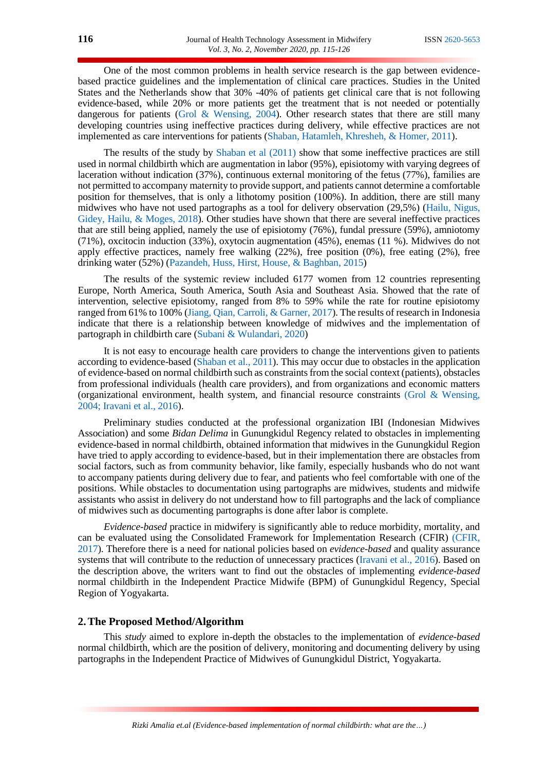One of the most common problems in health service research is the gap between evidence-based practice guidelines and the implementation of clinical care practices. Studies in the United States and the Netherlands show that 30% -40% of patients get clinical care that is not following evidence-based, while 20% or more patients get the treatment that is not needed or potentially dangerous for patients (Grol & Wensing, 2004). Other research states that there are still many developing countries using ineffective practices during delivery, while effective practices are not implemented as care interventions for patients (Shaban, Hatamleh, Khresheh, & Homer, 2011).

The results of the study by Shaban et al (2011) show that some ineffective practices are still used in normal childbirth which are augmentation in labor (95%), episiotomy with varying degrees of laceration without indication (37%), continuous external monitoring of the fetus (77%), families are not permitted to accompany maternity to provide support, and patients cannot determine a comfortable position for themselves, that is only a lithotomy position (100%). In addition, there are still many midwives who have not used partographs as a tool for delivery observation (29,5%) (Hailu, Nigus, Gidey, Hailu, & Moges, 2018). Other studies have shown that there are several ineffective practices that are still being applied, namely the use of episiotomy (76%), fundal pressure (59%), amniotomy (71%), oxcitocin induction (33%), oxytocin augmentation (45%), enemas (11 %). Midwives do not apply effective practices, namely free walking (22%), free position (0%), free eating (2%), free drinking water (52%) (Pazandeh, Huss, Hirst, House, & Baghban, 2015)

The results of the systemic review included 6177 women from 12 countries representing Europe, North America, South America, South Asia and Southeast Asia. Showed that the rate of intervention, selective episiotomy, ranged from 8% to 59% while the rate for routine episiotomy ranged from 61% to 100% (Jiang, Qian, Carroli, & Garner, 2017). The results of research in Indonesia indicate that there is a relationship between knowledge of midwives and the implementation of partograph in childbirth care (Subani & Wulandari, 2020)

It is not easy to encourage health care providers to change the interventions given to patients according to evidence-based (Shaban et al., 2011). This may occur due to obstacles in the application of evidence-based on normal childbirth such as constraints from the social context (patients), obstacles from professional individuals (health care providers), and from organizations and economic matters (organizational environment, health system, and financial resource constraints (Grol & Wensing, 2004; Iravani et al., 2016).

Preliminary studies conducted at the professional organization IBI (Indonesian Midwives Association) and some *Bidan Delima* in Gunungkidul Regency related to obstacles in implementing evidence-based in normal childbirth, obtained information that midwives in the Gunungkidul Region have tried to apply according to evidence-based, but in their implementation there are obstacles from social factors, such as from community behavior, like family, especially husbands who do not want to accompany patients during delivery due to fear, and patients who feel comfortable with one of the positions. While obstacles to documentation using partographs are midwives, students and midwife assistants who assist in delivery do not understand how to fill partographs and the lack of compliance of midwives such as documenting partographs is done after labor is complete.

*Evidence-based* practice in midwifery is significantly able to reduce morbidity, mortality, and can be evaluated using the Consolidated Framework for Implementation Research (CFIR) (CFIR, 2017). Therefore there is a need for national policies based on *evidence-based* and quality assurance systems that will contribute to the reduction of unnecessary practices (Iravani et al., 2016). Based on the description above, the writers want to find out the obstacles of implementing *evidence-based* normal childbirth in the Independent Practice Midwife (BPM) of Gunungkidul Regency, Special Region of Yogyakarta.

## 2. The Proposed Method/Algorithm

This *study* aimed to explore in-depth the obstacles to the implementation of *evidence-based* normal childbirth, which are the position of delivery, monitoring and documenting delivery by using partographs in the Independent Practice of Midwives of Gunungkidul District, Yogyakarta.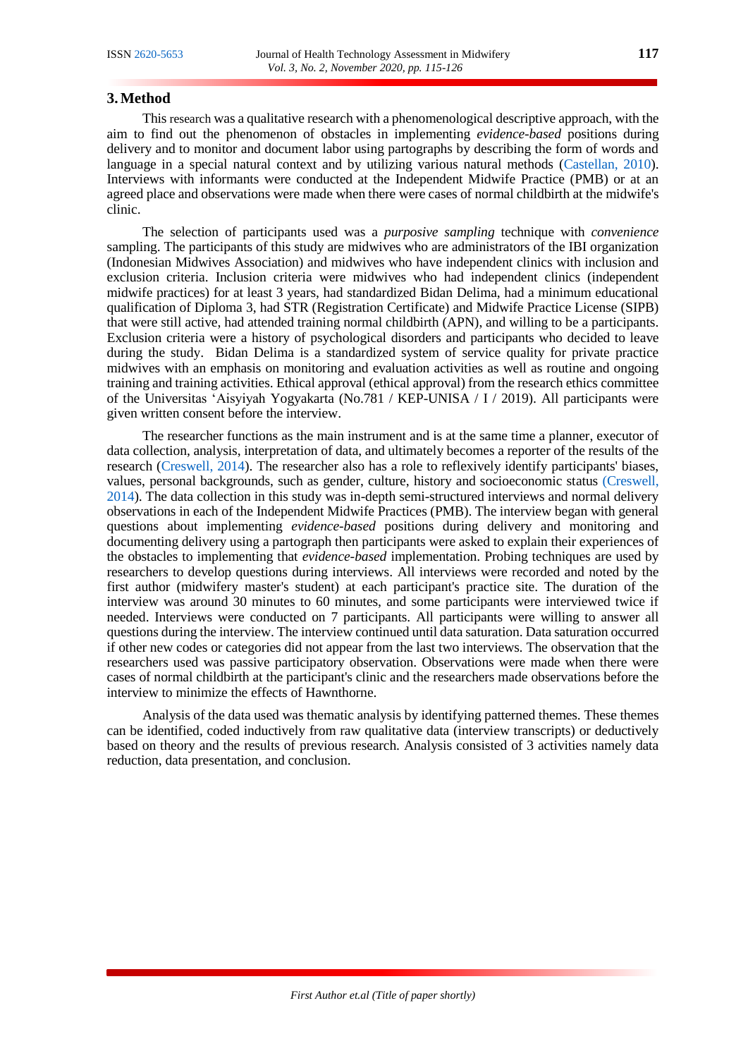## 3. Method

This research was a qualitative research with a phenomenological descriptive approach, with the aim to find out the phenomenon of obstacles in implementing *evidence-based* positions during delivery and to monitor and document labor using partographs by describing the form of words and language in a special natural context and by utilizing various natural methods (Castellan, 2010). Interviews with informants were conducted at the Independent Midwife Practice (PMB) or at an agreed place and observations were made when there were cases of normal childbirth at the midwife's clinic.

The selection of participants used was a *purposive sampling* technique with *convenience* sampling. The participants of this study are midwives who are administrators of the IBI organization (Indonesian Midwives Association) and midwives who have independent clinics with inclusion and exclusion criteria. Inclusion criteria were midwives who had independent clinics (independent midwife practices) for at least 3 years, had standardized Bidan Delima, had a minimum educational qualification of Diploma 3, had STR (Registration Certificate) and Midwife Practice License (SIPB) that were still active, had attended training normal childbirth (APN), and willing to be a participants. Exclusion criteria were a history of psychological disorders and participants who decided to leave during the study. Bidan Delima is a standardized system of service quality for private practice midwives with an emphasis on monitoring and evaluation activities as well as routine and ongoing training and training activities. Ethical approval (ethical approval) from the research ethics committee of the Universitas 'Aisyiyah Yogyakarta (No.781 / KEP-UNISA / I / 2019). All participants were given written consent before the interview.

The researcher functions as the main instrument and is at the same time a planner, executor of data collection, analysis, interpretation of data, and ultimately becomes a reporter of the results of the research (Creswell, 2014). The researcher also has a role to reflexively identify participants' biases, values, personal backgrounds, such as gender, culture, history and socioeconomic status (Creswell, 2014). The data collection in this study was in-depth semi-structured interviews and normal delivery observations in each of the Independent Midwife Practices (PMB). The interview began with general questions about implementing *evidence-based* positions during delivery and monitoring and documenting delivery using a partograph then participants were asked to explain their experiences of the obstacles to implementing that *evidence-based* implementation. Probing techniques are used by researchers to develop questions during interviews. All interviews were recorded and noted by the first author (midwifery master's student) at each participant's practice site. The duration of the interview was around 30 minutes to 60 minutes, and some participants were interviewed twice if needed. Interviews were conducted on 7 participants. All participants were willing to answer all questions during the interview. The interview continued until data saturation. Data saturation occurred if other new codes or categories did not appear from the last two interviews. The observation that the researchers used was passive participatory observation. Observations were made when there were cases of normal childbirth at the participant's clinic and the researchers made observations before the interview to minimize the effects of Hawnthorne.

Analysis of the data used was thematic analysis by identifying patterned themes. These themes can be identified, coded inductively from raw qualitative data (interview transcripts) or deductively based on theory and the results of previous research. Analysis consisted of 3 activities namely data reduction, data presentation, and conclusion.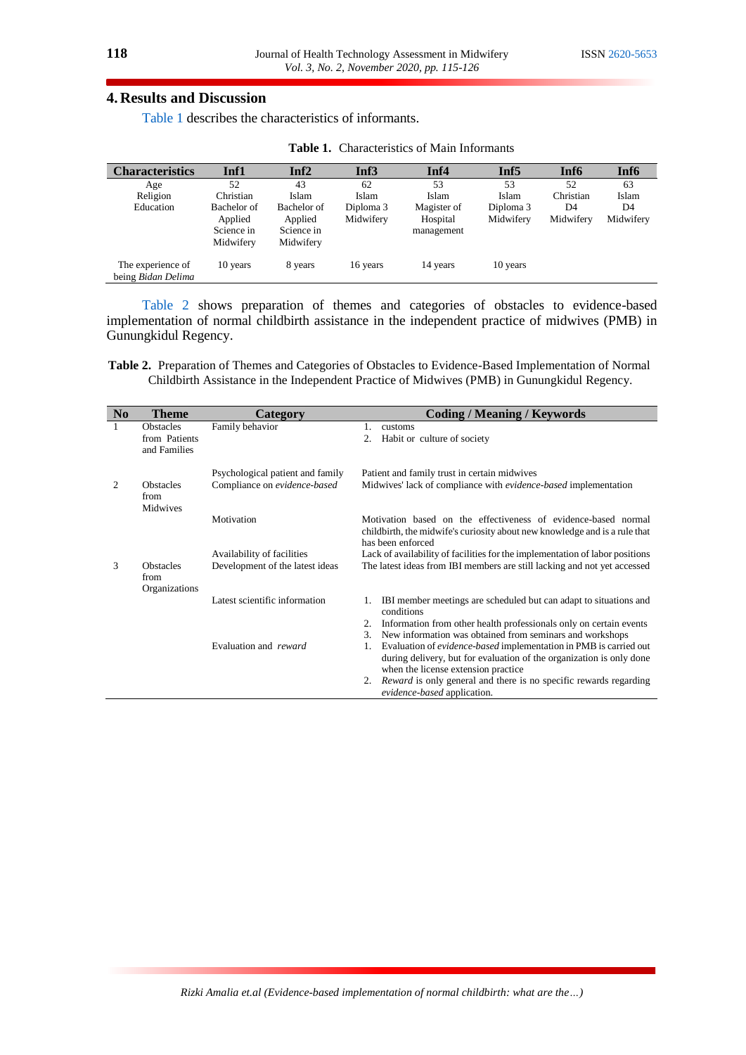## 4. Results and Discussion

Table 1 describes the characteristics of informants.

**Table 1.** Characteristics of Main Informants

| Characteristics | Inf1 | Inf2 | Inf3 | Inf4 | Inf5 | Inf6 | Inf6 |
|---|---|---|---|---|---|---|---|
| Age | 52 | 43 | 62 | 53 | 53 | 52 | 63 |
| Religion | Christian | Islam | Islam | Islam | Islam | Christian | Islam |
| Education | Bachelor of Applied Science in Midwifery | Bachelor of Applied Science in Midwifery | Diploma 3 Midwifery | Magister of Hospital management | Diploma 3 Midwifery | D4 Midwifery | D4 Midwifery |
| The experience of being *Bidan Delima* | 10 years | 8 years | 16 years | 14 years | 10 years | | |

Table 2 shows preparation of themes and categories of obstacles to evidence-based implementation of normal childbirth assistance in the independent practice of midwives (PMB) in Gunungkidul Regency.

**Table 2.** Preparation of Themes and Categories of Obstacles to Evidence-Based Implementation of Normal Childbirth Assistance in the Independent Practice of Midwives (PMB) in Gunungkidul Regency.

| No | Theme | Category | Coding / Meaning / Keywords |
|---|---|---|---|
| 1 | Obstacles from Patients and Families | Family behavior | 1. customs<br>2. Habit or culture of society |
| | | Psychological patient and family | Patient and family trust in certain midwives |
| 2 | Obstacles from Midwives | Compliance on *evidence-based* | Midwives' lack of compliance with *evidence-based* implementation |
| | | Motivation | Motivation based on the effectiveness of evidence-based normal childbirth, the midwife's curiosity about new knowledge and is a rule that has been enforced |
| | | Availability of facilities | Lack of availability of facilities for the implementation of labor positions |
| 3 | Obstacles from Organizations | Development of the latest ideas | The latest ideas from IBI members are still lacking and not yet accessed |
| | | Latest scientific information | 1. IBI member meetings are scheduled but can adapt to situations and conditions<br>2. Information from other health professionals only on certain events<br>3. New information was obtained from seminars and workshops |
| | | Evaluation and *reward* | 1. Evaluation of *evidence-based* implementation in PMB is carried out during delivery, but for evaluation of the organization is only done when the license extension practice<br>2. *Reward* is only general and there is no specific rewards regarding *evidence-based* application. |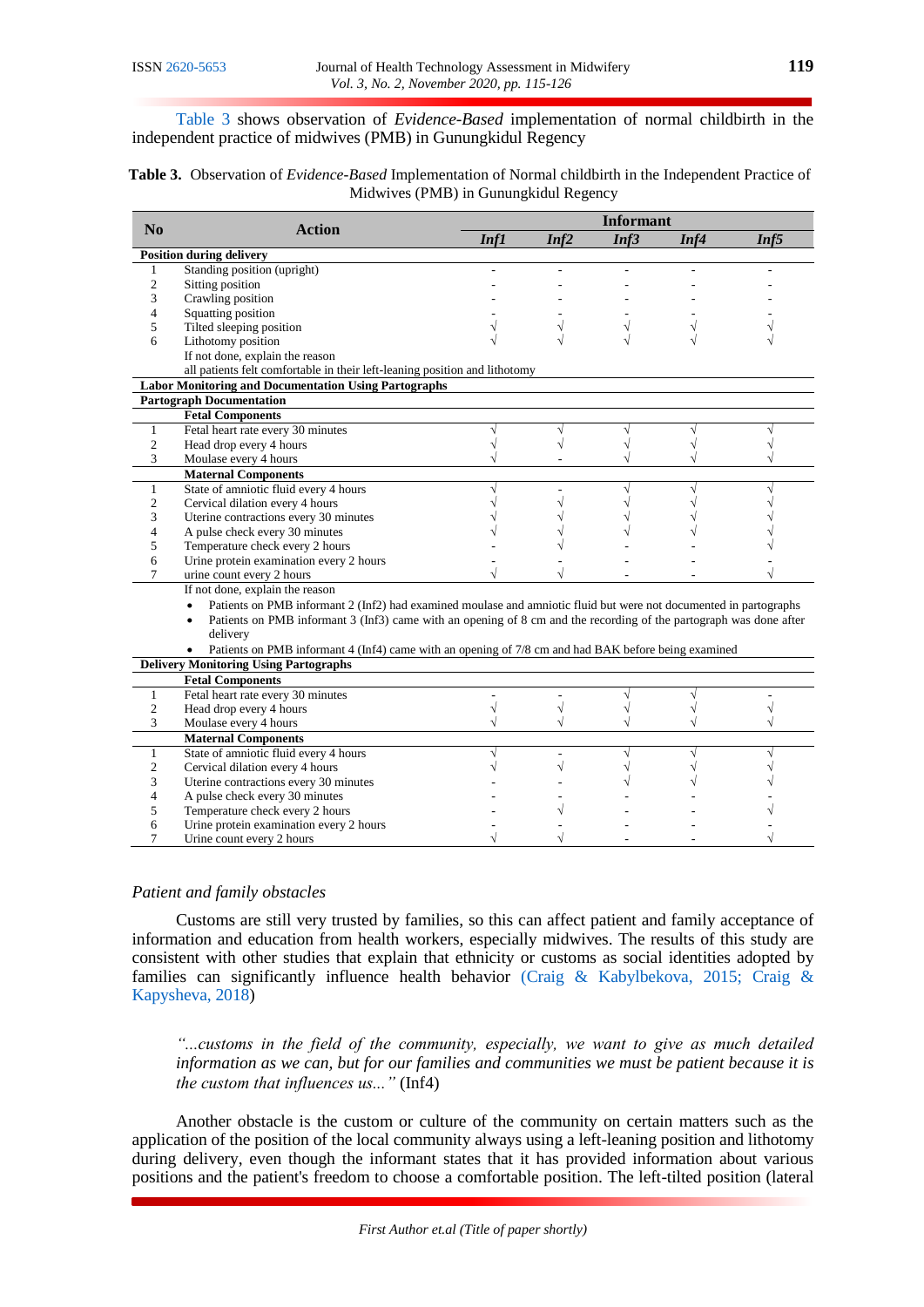Table 3 shows observation of *Evidence-Based* implementation of normal childbirth in the independent practice of midwives (PMB) in Gunungkidul Regency

**Table 3.** Observation of *Evidence-Based* Implementation of Normal childbirth in the Independent Practice of Midwives (PMB) in Gunungkidul Regency

| No | Action | Informant | | | | |
|---|---|---|---|---|---|---|
| | | ***Inf1*** | ***Inf2*** | ***Inf3*** | ***Inf4*** | ***Inf5*** |
| **Position during delivery** | | | | | | |
| 1 | Standing position (upright) | - | - | - | - | - |
| 2 | Sitting position | - | - | - | - | - |
| 3 | Crawling position | - | - | - | - | - |
| 4 | Squatting position | - | - | - | - | - |
| 5 | Tilted sleeping position | √ | √ | √ | √ | √ |
| 6 | Lithotomy position | √ | √ | √ | √ | √ |
| | If not done, explain the reason<br>all patients felt comfortable in their left-leaning position and lithotomy | | | | | |
| **Labor Monitoring and Documentation Using Partographs** | | | | | | |
| **Partograph Documentation** | | | | | | |
| | **Fetal Components** | | | | | |
| 1 | Fetal heart rate every 30 minutes | √ | √ | √ | √ | √ |
| 2 | Head drop every 4 hours | √ | √ | √ | √ | √ |
| 3 | Moulase every 4 hours | √ | - | √ | √ | √ |
| | **Maternal Components** | | | | | |
| 1 | State of amniotic fluid every 4 hours | √ | - | √ | √ | √ |
| 2 | Cervical dilation every 4 hours | √ | √ | √ | √ | √ |
| 3 | Uterine contractions every 30 minutes | √ | √ | √ | √ | √ |
| 4 | A pulse check every 30 minutes | √ | √ | √ | √ | √ |
| 5 | Temperature check every 2 hours | - | √ | - | - | √ |
| 6 | Urine protein examination every 2 hours | - | - | - | - | - |
| 7 | urine count every 2 hours | √ | √ | - | - | √ |
| | If not done, explain the reason<br>• Patients on PMB informant 2 (Inf2) had examined moulase and amniotic fluid but were not documented in partographs<br>• Patients on PMB informant 3 (Inf3) came with an opening of 8 cm and the recording of the partograph was done after delivery<br>• Patients on PMB informant 4 (Inf4) came with an opening of 7/8 cm and had BAK before being examined | | | | | |
| **Delivery Monitoring Using Partographs** | | | | | | |
| | **Fetal Components** | | | | | |
| 1 | Fetal heart rate every 30 minutes | - | - | √ | √ | - |
| 2 | Head drop every 4 hours | √ | √ | √ | √ | √ |
| 3 | Moulase every 4 hours | √ | √ | √ | √ | √ |
| | **Maternal Components** | | | | | |
| 1 | State of amniotic fluid every 4 hours | √ | - | √ | √ | √ |
| 2 | Cervical dilation every 4 hours | √ | √ | √ | √ | √ |
| 3 | Uterine contractions every 30 minutes | - | - | √ | √ | √ |
| 4 | A pulse check every 30 minutes | - | - | - | - | - |
| 5 | Temperature check every 2 hours | - | √ | - | - | √ |
| 6 | Urine protein examination every 2 hours | - | - | - | - | - |
| 7 | Urine count every 2 hours | √ | √ | - | - | √ |

### *Patient and family obstacles*

Customs are still very trusted by families, so this can affect patient and family acceptance of information and education from health workers, especially midwives. The results of this study are consistent with other studies that explain that ethnicity or customs as social identities adopted by families can significantly influence health behavior (Craig & Kabylbekova, 2015; Craig & Kapysheva, 2018)

> *"...customs in the field of the community, especially, we want to give as much detailed information as we can, but for our families and communities we must be patient because it is the custom that influences us..."* (Inf4)

Another obstacle is the custom or culture of the community on certain matters such as the application of the position of the local community always using a left-leaning position and lithotomy during delivery, even though the informant states that it has provided information about various positions and the patient's freedom to choose a comfortable position. The left-tilted position (lateral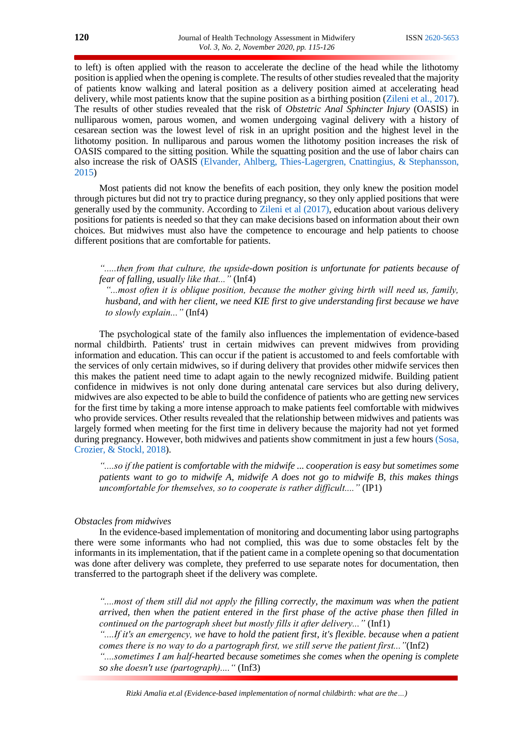to left) is often applied with the reason to accelerate the decline of the head while the lithotomy position is applied when the opening is complete. The results of other studies revealed that the majority of patients know walking and lateral position as a delivery position aimed at accelerating head delivery, while most patients know that the supine position as a birthing position (Zileni et al., 2017). The results of other studies revealed that the risk of *Obstetric Anal Sphincter Injury* (OASIS) in nulliparous women, parous women, and women undergoing vaginal delivery with a history of cesarean section was the lowest level of risk in an upright position and the highest level in the lithotomy position. In nulliparous and parous women the lithotomy position increases the risk of OASIS compared to the sitting position. While the squatting position and the use of labor chairs can also increase the risk of OASIS (Elvander, Ahlberg, Thies-Lagergren, Cnattingius, & Stephansson, 2015)

Most patients did not know the benefits of each position, they only knew the position model through pictures but did not try to practice during pregnancy, so they only applied positions that were generally used by the community. According to Zileni et al (2017), education about various delivery positions for patients is needed so that they can make decisions based on information about their own choices. But midwives must also have the competence to encourage and help patients to choose different positions that are comfortable for patients.

*".....then from that culture, the upside-down position is unfortunate for patients because of fear of falling, usually like that..."* (Inf4)

*"...most often it is oblique position, because the mother giving birth will need us, family, husband, and with her client, we need KIE first to give understanding first because we have to slowly explain..."* (Inf4)

The psychological state of the family also influences the implementation of evidence-based normal childbirth. Patients' trust in certain midwives can prevent midwives from providing information and education. This can occur if the patient is accustomed to and feels comfortable with the services of only certain midwives, so if during delivery that provides other midwife services then this makes the patient need time to adapt again to the newly recognized midwife. Building patient confidence in midwives is not only done during antenatal care services but also during delivery, midwives are also expected to be able to build the confidence of patients who are getting new services for the first time by taking a more intense approach to make patients feel comfortable with midwives who provide services. Other results revealed that the relationship between midwives and patients was largely formed when meeting for the first time in delivery because the majority had not yet formed during pregnancy. However, both midwives and patients show commitment in just a few hours (Sosa, Crozier, & Stockl, 2018).

*"....so if the patient is comfortable with the midwife ... cooperation is easy but sometimes some patients want to go to midwife A, midwife A does not go to midwife B, this makes things uncomfortable for themselves, so to cooperate is rather difficult...."* (IP1)

*Obstacles from midwives*

In the evidence-based implementation of monitoring and documenting labor using partographs there were some informants who had not complied, this was due to some obstacles felt by the informants in its implementation, that if the patient came in a complete opening so that documentation was done after delivery was complete, they preferred to use separate notes for documentation, then transferred to the partograph sheet if the delivery was complete.

*"....most of them still did not apply the filling correctly, the maximum was when the patient arrived, then when the patient entered in the first phase of the active phase then filled in continued on the partograph sheet but mostly fills it after delivery..."* (Inf1)

*"....If it's an emergency, we have to hold the patient first, it's flexible. because when a patient comes there is no way to do a partograph first, we still serve the patient first..."*(Inf2)

*"....sometimes I am half-hearted because sometimes she comes when the opening is complete so she doesn't use (partograph)...."* (Inf3)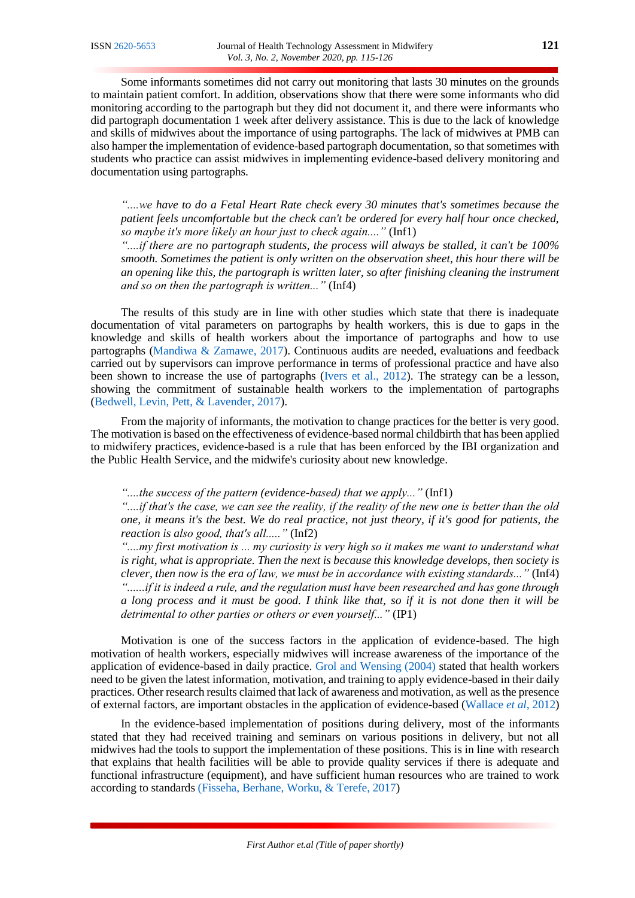Some informants sometimes did not carry out monitoring that lasts 30 minutes on the grounds to maintain patient comfort. In addition, observations show that there were some informants who did monitoring according to the partograph but they did not document it, and there were informants who did partograph documentation 1 week after delivery assistance. This is due to the lack of knowledge and skills of midwives about the importance of using partographs. The lack of midwives at PMB can also hamper the implementation of evidence-based partograph documentation, so that sometimes with students who practice can assist midwives in implementing evidence-based delivery monitoring and documentation using partographs.

> *"....we have to do a Fetal Heart Rate check every 30 minutes that's sometimes because the patient feels uncomfortable but the check can't be ordered for every half hour once checked, so maybe it's more likely an hour just to check again...."* (Inf1)
>
> *"....if there are no partograph students, the process will always be stalled, it can't be 100% smooth. Sometimes the patient is only written on the observation sheet, this hour there will be an opening like this, the partograph is written later, so after finishing cleaning the instrument and so on then the partograph is written..."* (Inf4)

The results of this study are in line with other studies which state that there is inadequate documentation of vital parameters on partographs by health workers, this is due to gaps in the knowledge and skills of health workers about the importance of partographs and how to use partographs (Mandiwa & Zamawe, 2017). Continuous audits are needed, evaluations and feedback carried out by supervisors can improve performance in terms of professional practice and have also been shown to increase the use of partographs (Ivers et al., 2012). The strategy can be a lesson, showing the commitment of sustainable health workers to the implementation of partographs (Bedwell, Levin, Pett, & Lavender, 2017).

From the majority of informants, the motivation to change practices for the better is very good. The motivation is based on the effectiveness of evidence-based normal childbirth that has been applied to midwifery practices, evidence-based is a rule that has been enforced by the IBI organization and the Public Health Service, and the midwife's curiosity about new knowledge.

> *"....the success of the pattern (evidence-based) that we apply..."* (Inf1)
>
> *"....if that's the case, we can see the reality, if the reality of the new one is better than the old one, it means it's the best. We do real practice, not just theory, if it's good for patients, the reaction is also good, that's all....."* (Inf2)
>
> *"....my first motivation is ... my curiosity is very high so it makes me want to understand what is right, what is appropriate. Then the next is because this knowledge develops, then society is clever, then now is the era of law, we must be in accordance with existing standards..."* (Inf4)
>
> *"......if it is indeed a rule, and the regulation must have been researched and has gone through a long process and it must be good. I think like that, so if it is not done then it will be detrimental to other parties or others or even yourself..."* (IP1)

Motivation is one of the success factors in the application of evidence-based. The high motivation of health workers, especially midwives will increase awareness of the importance of the application of evidence-based in daily practice. Grol and Wensing (2004) stated that health workers need to be given the latest information, motivation, and training to apply evidence-based in their daily practices. Other research results claimed that lack of awareness and motivation, as well as the presence of external factors, are important obstacles in the application of evidence-based (Wallace *et al*, 2012)

In the evidence-based implementation of positions during delivery, most of the informants stated that they had received training and seminars on various positions in delivery, but not all midwives had the tools to support the implementation of these positions. This is in line with research that explains that health facilities will be able to provide quality services if there is adequate and functional infrastructure (equipment), and have sufficient human resources who are trained to work according to standards (Fisseha, Berhane, Worku, & Terefe, 2017)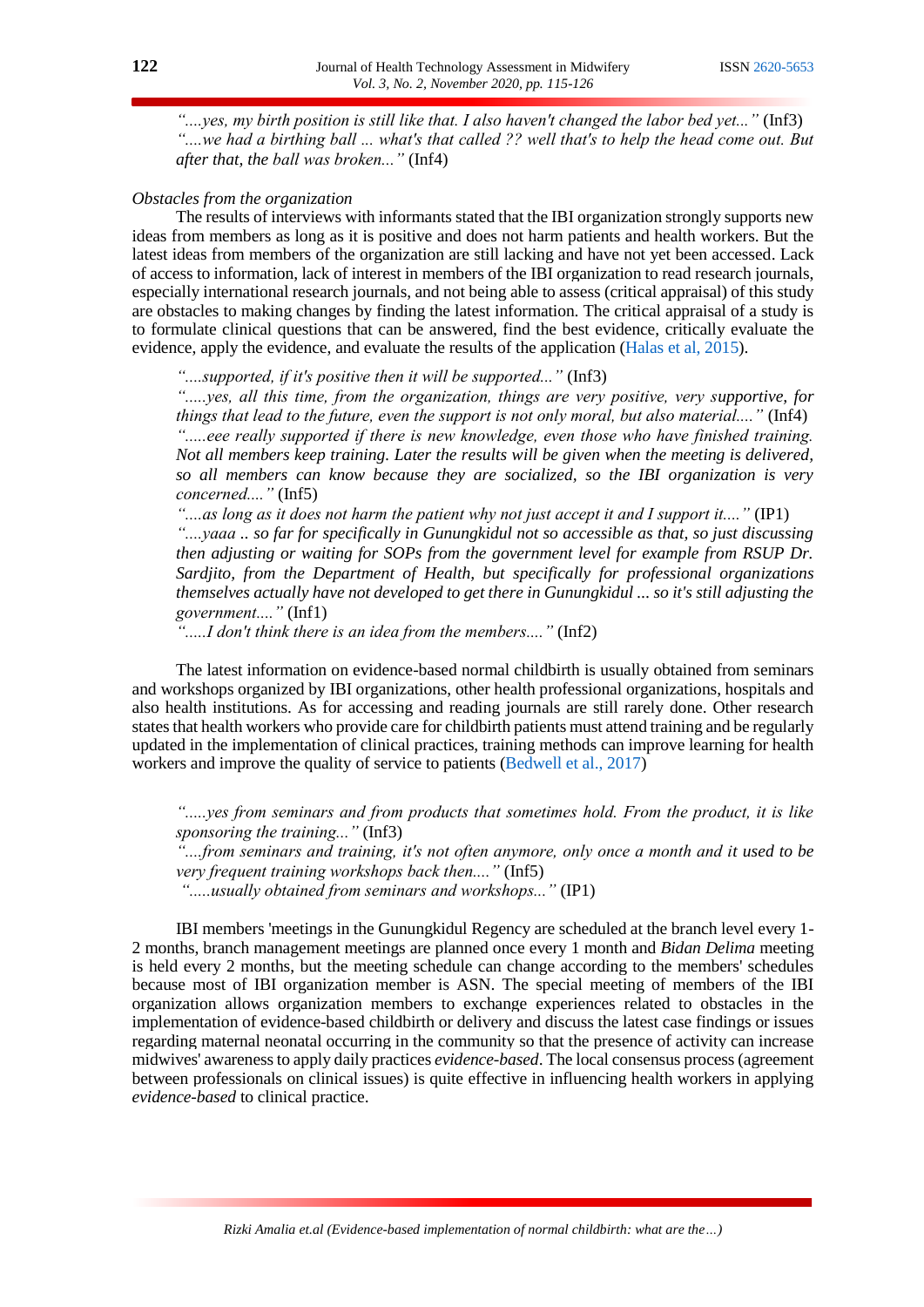*"....yes, my birth position is still like that. I also haven't changed the labor bed yet..."* (Inf3)
*"....we had a birthing ball ... what's that called ?? well that's to help the head come out. But after that, the ball was broken..."* (Inf4)

*Obstacles from the organization*

The results of interviews with informants stated that the IBI organization strongly supports new ideas from members as long as it is positive and does not harm patients and health workers. But the latest ideas from members of the organization are still lacking and have not yet been accessed. Lack of access to information, lack of interest in members of the IBI organization to read research journals, especially international research journals, and not being able to assess (critical appraisal) of this study are obstacles to making changes by finding the latest information. The critical appraisal of a study is to formulate clinical questions that can be answered, find the best evidence, critically evaluate the evidence, apply the evidence, and evaluate the results of the application (Halas et al, 2015).

*"....supported, if it's positive then it will be supported..."* (Inf3)
*".....yes, all this time, from the organization, things are very positive, very supportive, for things that lead to the future, even the support is not only moral, but also material...."* (Inf4)
*".....eee really supported if there is new knowledge, even those who have finished training. Not all members keep training. Later the results will be given when the meeting is delivered, so all members can know because they are socialized, so the IBI organization is very concerned...."* (Inf5)
*"....as long as it does not harm the patient why not just accept it and I support it...."* (IP1)
*"....yaaa .. so far for specifically in Gunungkidul not so accessible as that, so just discussing then adjusting or waiting for SOPs from the government level for example from RSUP Dr. Sardjito, from the Department of Health, but specifically for professional organizations themselves actually have not developed to get there in Gunungkidul ... so it's still adjusting the government...."* (Inf1)
*".....I don't think there is an idea from the members...."* (Inf2)

The latest information on evidence-based normal childbirth is usually obtained from seminars and workshops organized by IBI organizations, other health professional organizations, hospitals and also health institutions. As for accessing and reading journals are still rarely done. Other research states that health workers who provide care for childbirth patients must attend training and be regularly updated in the implementation of clinical practices, training methods can improve learning for health workers and improve the quality of service to patients (Bedwell et al., 2017)

*".....yes from seminars and from products that sometimes hold. From the product, it is like sponsoring the training..."* (Inf3)
*"....from seminars and training, it's not often anymore, only once a month and it used to be very frequent training workshops back then...."* (Inf5)
*".....usually obtained from seminars and workshops..."* (IP1)

IBI members 'meetings in the Gunungkidul Regency are scheduled at the branch level every 1-2 months, branch management meetings are planned once every 1 month and *Bidan Delima* meeting is held every 2 months, but the meeting schedule can change according to the members' schedules because most of IBI organization member is ASN. The special meeting of members of the IBI organization allows organization members to exchange experiences related to obstacles in the implementation of evidence-based childbirth or delivery and discuss the latest case findings or issues regarding maternal neonatal occurring in the community so that the presence of activity can increase midwives' awareness to apply daily practices *evidence-based*. The local consensus process (agreement between professionals on clinical issues) is quite effective in influencing health workers in applying *evidence-based* to clinical practice.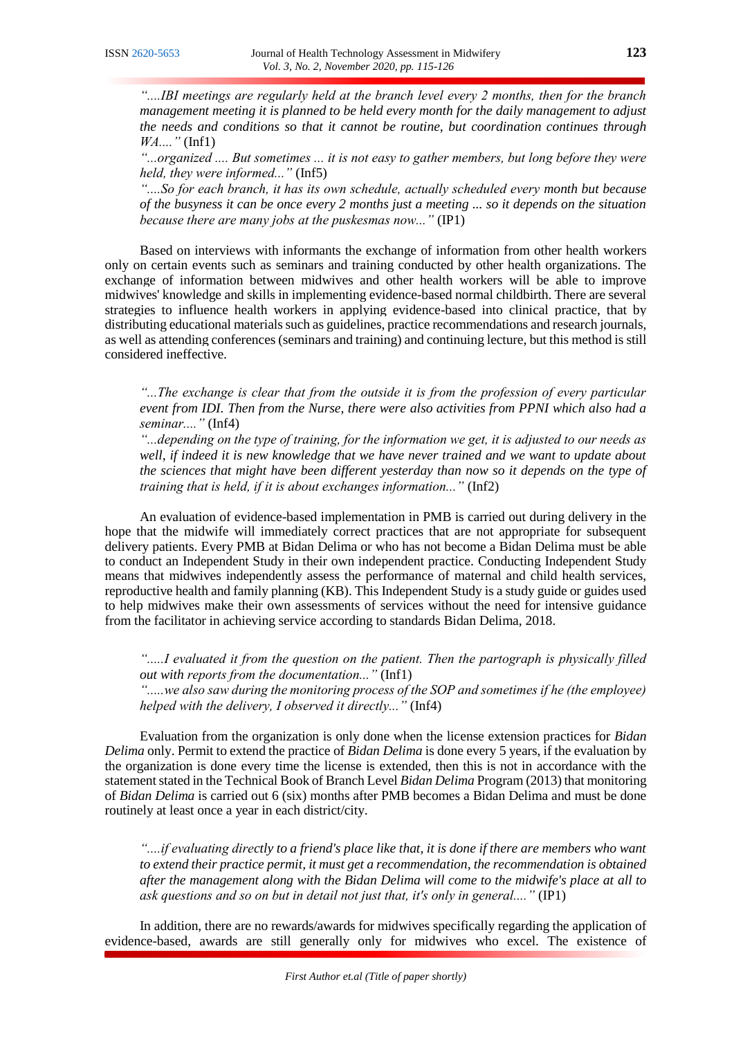*"....IBI meetings are regularly held at the branch level every 2 months, then for the branch management meeting it is planned to be held every month for the daily management to adjust the needs and conditions so that it cannot be routine, but coordination continues through WA...."* (Inf1)

*"...organized .... But sometimes ... it is not easy to gather members, but long before they were held, they were informed..."* (Inf5)

*"....So for each branch, it has its own schedule, actually scheduled every month but because of the busyness it can be once every 2 months just a meeting ... so it depends on the situation because there are many jobs at the puskesmas now..."* (IP1)

Based on interviews with informants the exchange of information from other health workers only on certain events such as seminars and training conducted by other health organizations. The exchange of information between midwives and other health workers will be able to improve midwives' knowledge and skills in implementing evidence-based normal childbirth. There are several strategies to influence health workers in applying evidence-based into clinical practice, that by distributing educational materials such as guidelines, practice recommendations and research journals, as well as attending conferences (seminars and training) and continuing lecture, but this method is still considered ineffective.

*"...The exchange is clear that from the outside it is from the profession of every particular event from IDI. Then from the Nurse, there were also activities from PPNI which also had a seminar...."* (Inf4)

*"...depending on the type of training, for the information we get, it is adjusted to our needs as well, if indeed it is new knowledge that we have never trained and we want to update about the sciences that might have been different yesterday than now so it depends on the type of training that is held, if it is about exchanges information..."* (Inf2)

An evaluation of evidence-based implementation in PMB is carried out during delivery in the hope that the midwife will immediately correct practices that are not appropriate for subsequent delivery patients. Every PMB at Bidan Delima or who has not become a Bidan Delima must be able to conduct an Independent Study in their own independent practice. Conducting Independent Study means that midwives independently assess the performance of maternal and child health services, reproductive health and family planning (KB). This Independent Study is a study guide or guides used to help midwives make their own assessments of services without the need for intensive guidance from the facilitator in achieving service according to standards Bidan Delima, 2018.

*".....I evaluated it from the question on the patient. Then the partograph is physically filled out with reports from the documentation..."* (Inf1)

*".....we also saw during the monitoring process of the SOP and sometimes if he (the employee) helped with the delivery, I observed it directly..."* (Inf4)

Evaluation from the organization is only done when the license extension practices for *Bidan Delima* only. Permit to extend the practice of *Bidan Delima* is done every 5 years, if the evaluation by the organization is done every time the license is extended, then this is not in accordance with the statement stated in the Technical Book of Branch Level *Bidan Delima* Program (2013) that monitoring of *Bidan Delima* is carried out 6 (six) months after PMB becomes a Bidan Delima and must be done routinely at least once a year in each district/city.

*"....if evaluating directly to a friend's place like that, it is done if there are members who want to extend their practice permit, it must get a recommendation, the recommendation is obtained after the management along with the Bidan Delima will come to the midwife's place at all to ask questions and so on but in detail not just that, it's only in general...."* (IP1)

In addition, there are no rewards/awards for midwives specifically regarding the application of evidence-based, awards are still generally only for midwives who excel. The existence of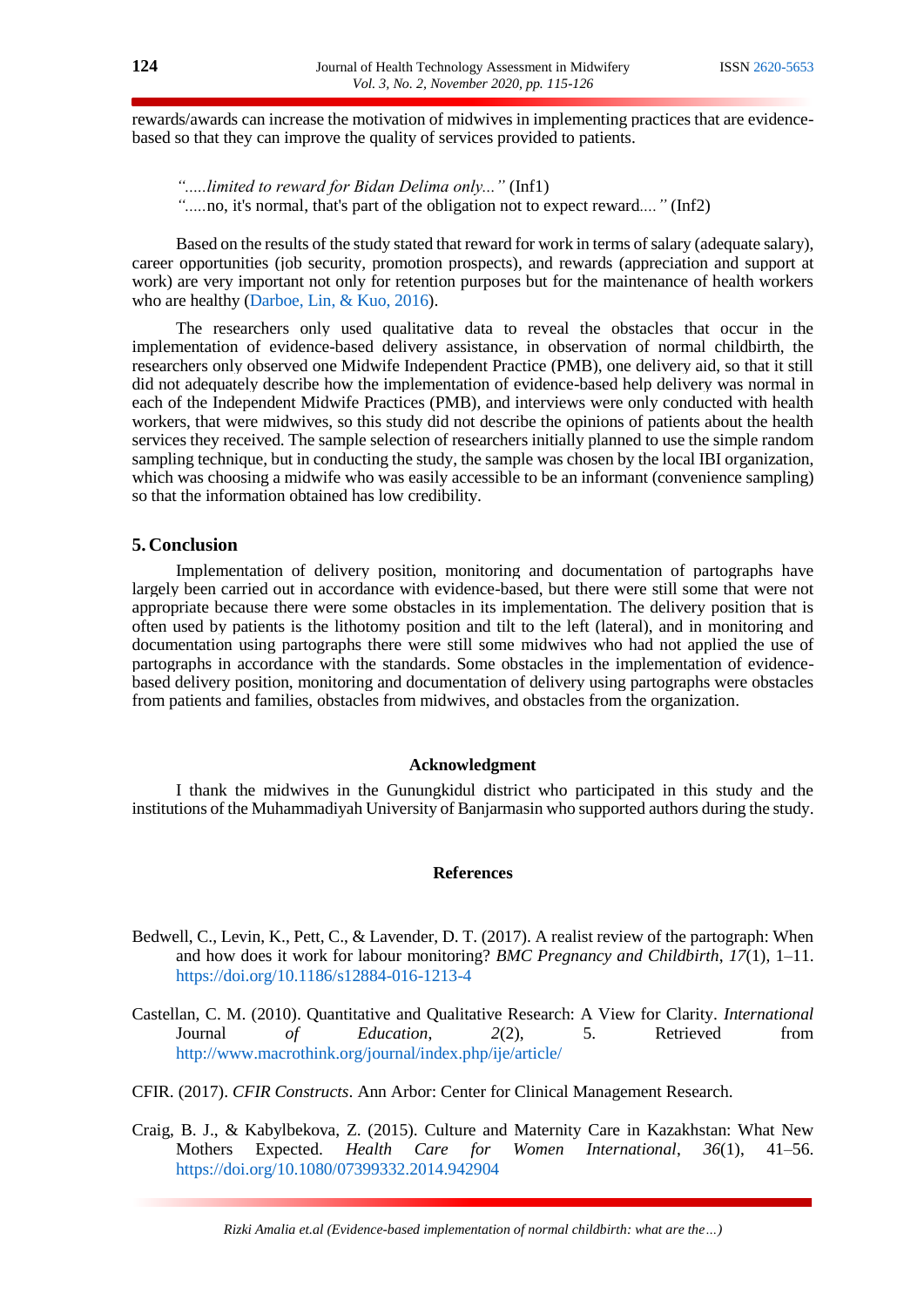rewards/awards can increase the motivation of midwives in implementing practices that are evidence-based so that they can improve the quality of services provided to patients.

> *".....limited to reward for Bidan Delima only..."* (Inf1)
> *"....."*no, it's normal, that's part of the obligation not to expect reward*...."* (Inf2)

Based on the results of the study stated that reward for work in terms of salary (adequate salary), career opportunities (job security, promotion prospects), and rewards (appreciation and support at work) are very important not only for retention purposes but for the maintenance of health workers who are healthy (Darboe, Lin, & Kuo, 2016).

The researchers only used qualitative data to reveal the obstacles that occur in the implementation of evidence-based delivery assistance, in observation of normal childbirth, the researchers only observed one Midwife Independent Practice (PMB), one delivery aid, so that it still did not adequately describe how the implementation of evidence-based help delivery was normal in each of the Independent Midwife Practices (PMB), and interviews were only conducted with health workers, that were midwives, so this study did not describe the opinions of patients about the health services they received. The sample selection of researchers initially planned to use the simple random sampling technique, but in conducting the study, the sample was chosen by the local IBI organization, which was choosing a midwife who was easily accessible to be an informant (convenience sampling) so that the information obtained has low credibility.

## 5. Conclusion

Implementation of delivery position, monitoring and documentation of partographs have largely been carried out in accordance with evidence-based, but there were still some that were not appropriate because there were some obstacles in its implementation. The delivery position that is often used by patients is the lithotomy position and tilt to the left (lateral), and in monitoring and documentation using partographs there were still some midwives who had not applied the use of partographs in accordance with the standards. Some obstacles in the implementation of evidence-based delivery position, monitoring and documentation of delivery using partographs were obstacles from patients and families, obstacles from midwives, and obstacles from the organization.

## Acknowledgment

I thank the midwives in the Gunungkidul district who participated in this study and the institutions of the Muhammadiyah University of Banjarmasin who supported authors during the study.

## References

Bedwell, C., Levin, K., Pett, C., & Lavender, D. T. (2017). A realist review of the partograph: When and how does it work for labour monitoring? *BMC Pregnancy and Childbirth*, *17*(1), 1–11. https://doi.org/10.1186/s12884-016-1213-4

Castellan, C. M. (2010). Quantitative and Qualitative Research: A View for Clarity. *International* Journal *of Education*, *2*(2), 5. Retrieved from http://www.macrothink.org/journal/index.php/ije/article/

CFIR. (2017). *CFIR Constructs*. Ann Arbor: Center for Clinical Management Research.

Craig, B. J., & Kabylbekova, Z. (2015). Culture and Maternity Care in Kazakhstan: What New Mothers Expected. *Health Care for Women International*, *36*(1), 41–56. https://doi.org/10.1080/07399332.2014.942904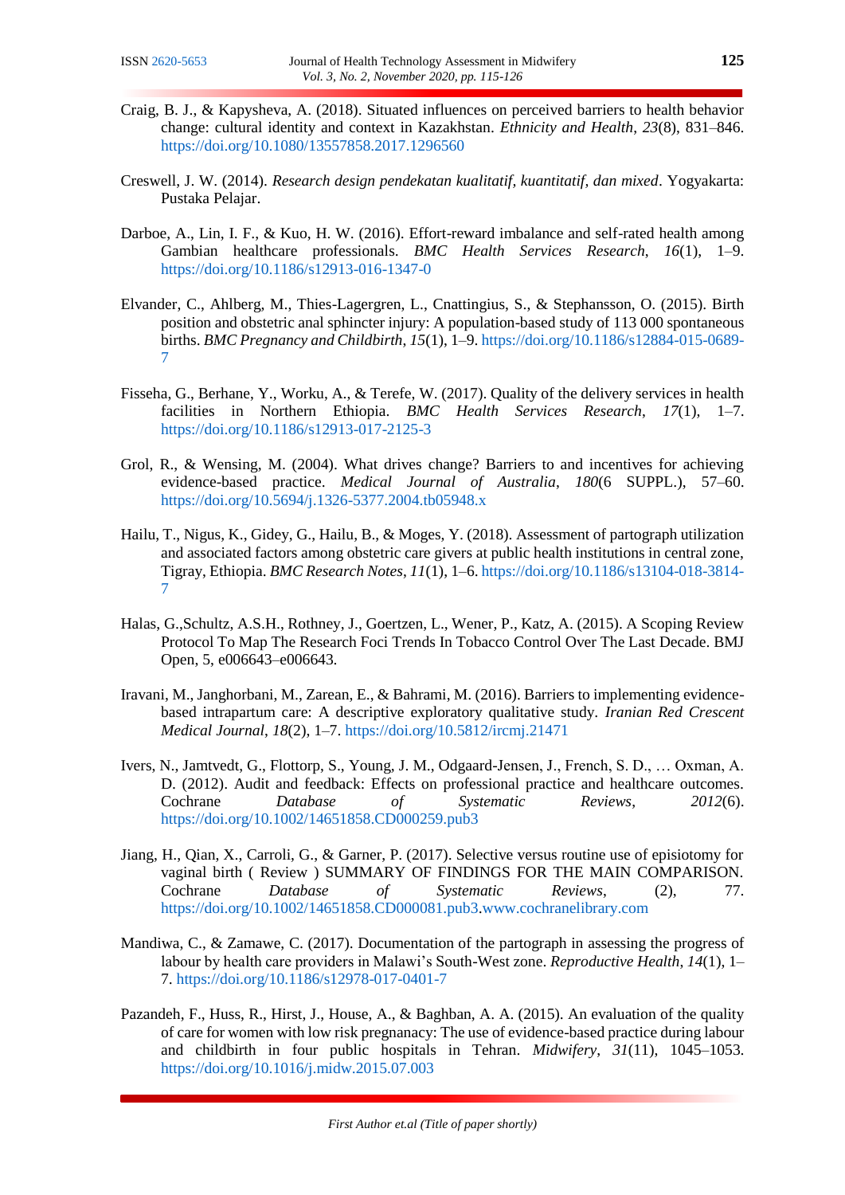Craig, B. J., & Kapysheva, A. (2018). Situated influences on perceived barriers to health behavior change: cultural identity and context in Kazakhstan. *Ethnicity and Health*, *23*(8), 831–846. https://doi.org/10.1080/13557858.2017.1296560

Creswell, J. W. (2014). *Research design pendekatan kualitatif, kuantitatif, dan mixed*. Yogyakarta: Pustaka Pelajar.

Darboe, A., Lin, I. F., & Kuo, H. W. (2016). Effort-reward imbalance and self-rated health among Gambian healthcare professionals. *BMC Health Services Research*, *16*(1), 1–9. https://doi.org/10.1186/s12913-016-1347-0

Elvander, C., Ahlberg, M., Thies-Lagergren, L., Cnattingius, S., & Stephansson, O. (2015). Birth position and obstetric anal sphincter injury: A population-based study of 113 000 spontaneous births. *BMC Pregnancy and Childbirth*, *15*(1), 1–9. https://doi.org/10.1186/s12884-015-0689-7

Fisseha, G., Berhane, Y., Worku, A., & Terefe, W. (2017). Quality of the delivery services in health facilities in Northern Ethiopia. *BMC Health Services Research*, *17*(1), 1–7. https://doi.org/10.1186/s12913-017-2125-3

Grol, R., & Wensing, M. (2004). What drives change? Barriers to and incentives for achieving evidence-based practice. *Medical Journal of Australia*, *180*(6 SUPPL.), 57–60. https://doi.org/10.5694/j.1326-5377.2004.tb05948.x

Hailu, T., Nigus, K., Gidey, G., Hailu, B., & Moges, Y. (2018). Assessment of partograph utilization and associated factors among obstetric care givers at public health institutions in central zone, Tigray, Ethiopia. *BMC Research Notes*, *11*(1), 1–6. https://doi.org/10.1186/s13104-018-3814-7

Halas, G.,Schultz, A.S.H., Rothney, J., Goertzen, L., Wener, P., Katz, A. (2015). A Scoping Review Protocol To Map The Research Foci Trends In Tobacco Control Over The Last Decade. BMJ Open, 5, e006643–e006643.

Iravani, M., Janghorbani, M., Zarean, E., & Bahrami, M. (2016). Barriers to implementing evidence-based intrapartum care: A descriptive exploratory qualitative study. *Iranian Red Crescent Medical Journal*, *18*(2), 1–7. https://doi.org/10.5812/ircmj.21471

Ivers, N., Jamtvedt, G., Flottorp, S., Young, J. M., Odgaard-Jensen, J., French, S. D., … Oxman, A. D. (2012). Audit and feedback: Effects on professional practice and healthcare outcomes. Cochrane *Database of Systematic Reviews*, *2012*(6). https://doi.org/10.1002/14651858.CD000259.pub3

Jiang, H., Qian, X., Carroli, G., & Garner, P. (2017). Selective versus routine use of episiotomy for vaginal birth ( Review ) SUMMARY OF FINDINGS FOR THE MAIN COMPARISON. Cochrane *Database of Systematic Reviews*, (2), 77. https://doi.org/10.1002/14651858.CD000081.pub3.www.cochranelibrary.com

Mandiwa, C., & Zamawe, C. (2017). Documentation of the partograph in assessing the progress of labour by health care providers in Malawi's South-West zone. *Reproductive Health*, *14*(1), 1–7. https://doi.org/10.1186/s12978-017-0401-7

Pazandeh, F., Huss, R., Hirst, J., House, A., & Baghban, A. A. (2015). An evaluation of the quality of care for women with low risk pregnanacy: The use of evidence-based practice during labour and childbirth in four public hospitals in Tehran. *Midwifery*, *31*(11), 1045–1053. https://doi.org/10.1016/j.midw.2015.07.003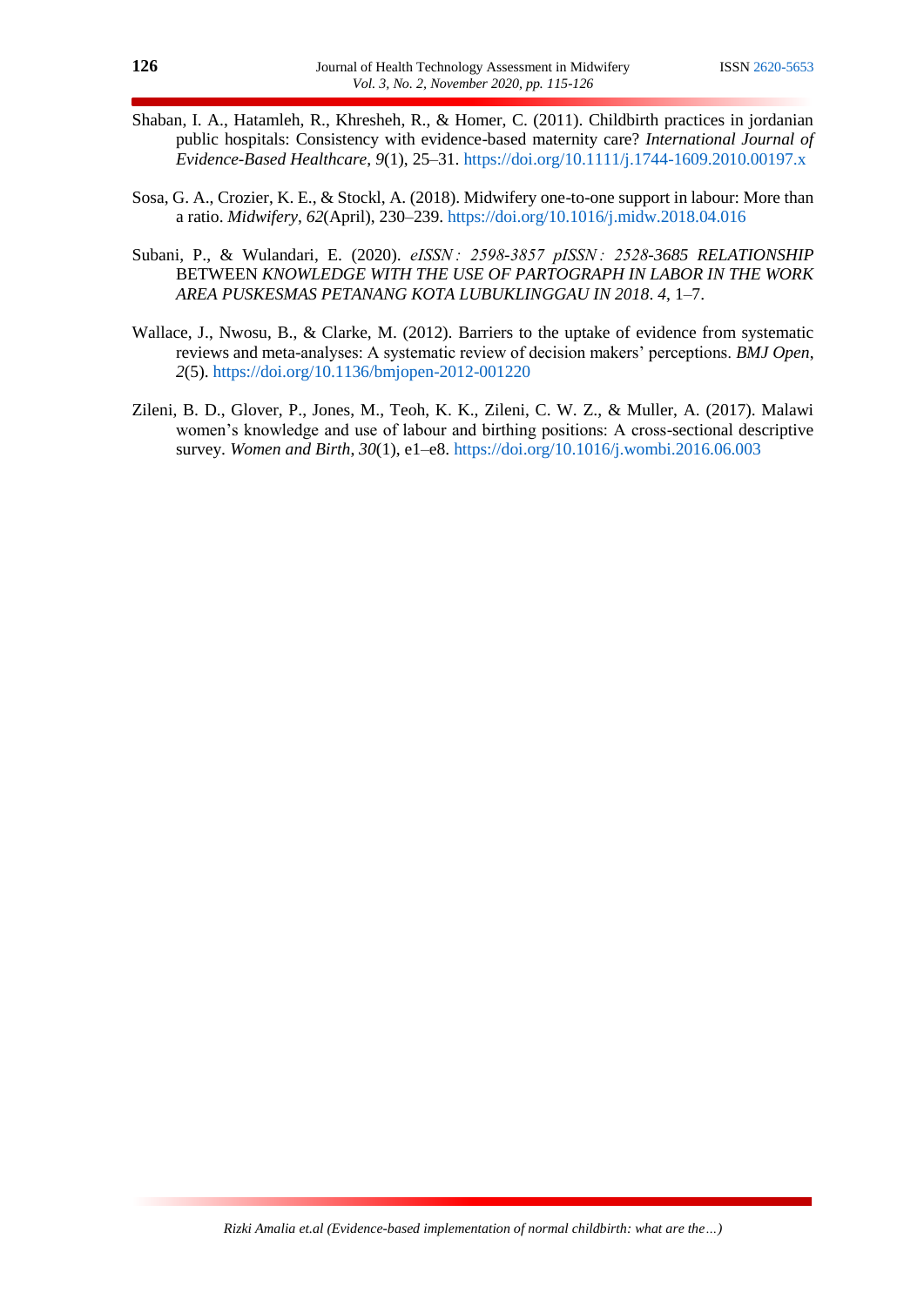Shaban, I. A., Hatamleh, R., Khresheh, R., & Homer, C. (2011). Childbirth practices in jordanian public hospitals: Consistency with evidence-based maternity care? *International Journal of Evidence-Based Healthcare*, *9*(1), 25–31. https://doi.org/10.1111/j.1744-1609.2010.00197.x

Sosa, G. A., Crozier, K. E., & Stockl, A. (2018). Midwifery one-to-one support in labour: More than a ratio. *Midwifery*, *62*(April), 230–239. https://doi.org/10.1016/j.midw.2018.04.016

Subani, P., & Wulandari, E. (2020). *eISSN : 2598-3857 pISSN : 2528-3685 RELATIONSHIP* BETWEEN *KNOWLEDGE WITH THE USE OF PARTOGRAPH IN LABOR IN THE WORK AREA PUSKESMAS PETANANG KOTA LUBUKLINGGAU IN 2018*. *4*, 1–7.

Wallace, J., Nwosu, B., & Clarke, M. (2012). Barriers to the uptake of evidence from systematic reviews and meta-analyses: A systematic review of decision makers' perceptions. *BMJ Open*, *2*(5). https://doi.org/10.1136/bmjopen-2012-001220

Zileni, B. D., Glover, P., Jones, M., Teoh, K. K., Zileni, C. W. Z., & Muller, A. (2017). Malawi women's knowledge and use of labour and birthing positions: A cross-sectional descriptive survey. *Women and Birth*, *30*(1), e1–e8. https://doi.org/10.1016/j.wombi.2016.06.003